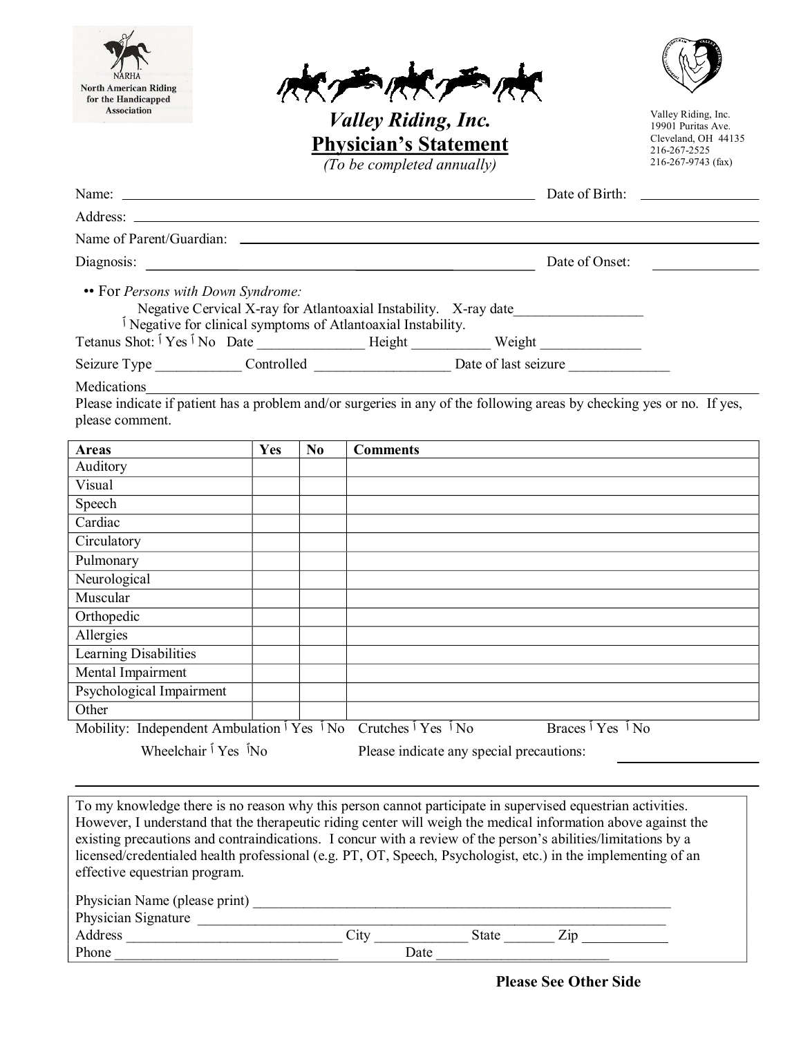NARHA
North American Riding for the Handicapped Association

# Valley Riding, Inc.
## Physician's Statement
*(To be completed annually)*

Valley Riding, Inc.
19901 Puritas Ave.
Cleveland, OH 44135
216-267-2525
216-267-9743 (fax)

Name: ________________________________________ Date of Birth: ____________

Address: ____________________________________________________________

Name of Parent/Guardian: ______________________________________________

Diagnosis: ____________________________________ Date of Onset: ____________

•• For *Persons with Down Syndrome:*

Negative Cervical X-ray for Atlantoaxial Instability. X-ray date__________________

☐ Negative for clinical symptoms of Atlantoaxial Instability.

Tetanus Shot: ☐ Yes ☐ No Date _______________ Height ___________ Weight ______________

Seizure Type ____________ Controlled ___________________ Date of last seizure ______________

Medications________________________________________________________________

Please indicate if patient has a problem and/or surgeries in any of the following areas by checking yes or no. If yes, please comment.

| Areas | Yes | No | Comments |
|---|---|---|---|
| Auditory | | | |
| Visual | | | |
| Speech | | | |
| Cardiac | | | |
| Circulatory | | | |
| Pulmonary | | | |
| Neurological | | | |
| Muscular | | | |
| Orthopedic | | | |
| Allergies | | | |
| Learning Disabilities | | | |
| Mental Impairment | | | |
| Psychological Impairment | | | |
| Other | | | |

Mobility: Independent Ambulation ☐ Yes ☐ No Crutches ☐ Yes ☐ No Braces ☐ Yes ☐ No

Wheelchair ☐ Yes ☐ No Please indicate any special precautions: ____________

____________________________________________________________________

To my knowledge there is no reason why this person cannot participate in supervised equestrian activities. However, I understand that the therapeutic riding center will weigh the medical information above against the existing precautions and contraindications. I concur with a review of the person's abilities/limitations by a licensed/credentialed health professional (e.g. PT, OT, Speech, Psychologist, etc.) in the implementing of an effective equestrian program.

Physician Name (please print) ______________________________________________

Physician Signature ______________________________________________________

Address ______________________________ City _____________ State _______ Zip ____________

Phone _______________________________ Date ________________________

**Please See Other Side**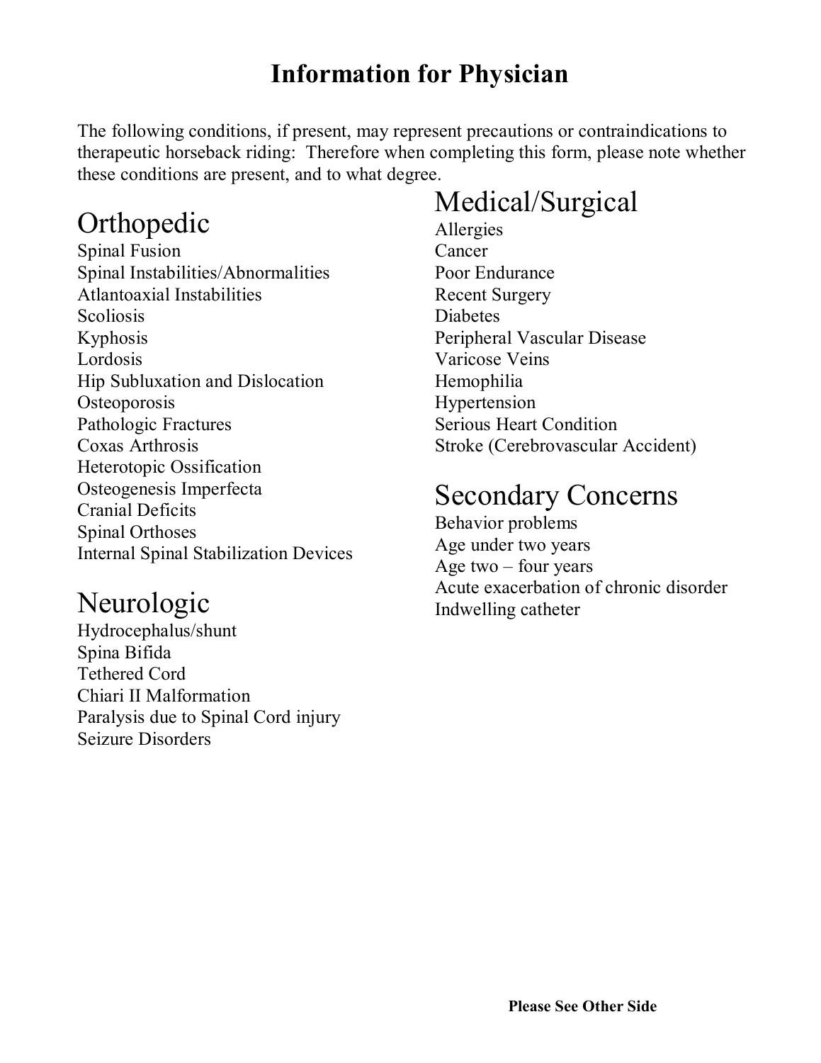# Information for Physician

The following conditions, if present, may represent precautions or contraindications to therapeutic horseback riding: Therefore when completing this form, please note whether these conditions are present, and to what degree.

## Orthopedic

Spinal Fusion
Spinal Instabilities/Abnormalities
Atlantoaxial Instabilities
Scoliosis
Kyphosis
Lordosis
Hip Subluxation and Dislocation
Osteoporosis
Pathologic Fractures
Coxas Arthrosis
Heterotopic Ossification
Osteogenesis Imperfecta
Cranial Deficits
Spinal Orthoses
Internal Spinal Stabilization Devices

## Neurologic

Hydrocephalus/shunt
Spina Bifida
Tethered Cord
Chiari II Malformation
Paralysis due to Spinal Cord injury
Seizure Disorders

## Medical/Surgical

Allergies
Cancer
Poor Endurance
Recent Surgery
Diabetes
Peripheral Vascular Disease
Varicose Veins
Hemophilia
Hypertension
Serious Heart Condition
Stroke (Cerebrovascular Accident)

## Secondary Concerns

Behavior problems
Age under two years
Age two – four years
Acute exacerbation of chronic disorder
Indwelling catheter

**Please See Other Side**